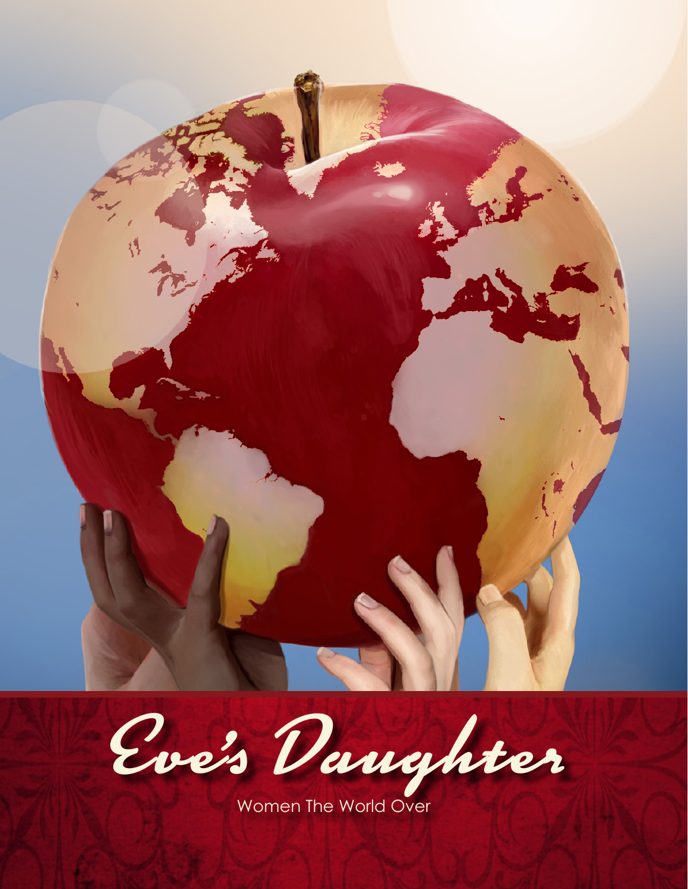# Eve's Daughter

Women The World Over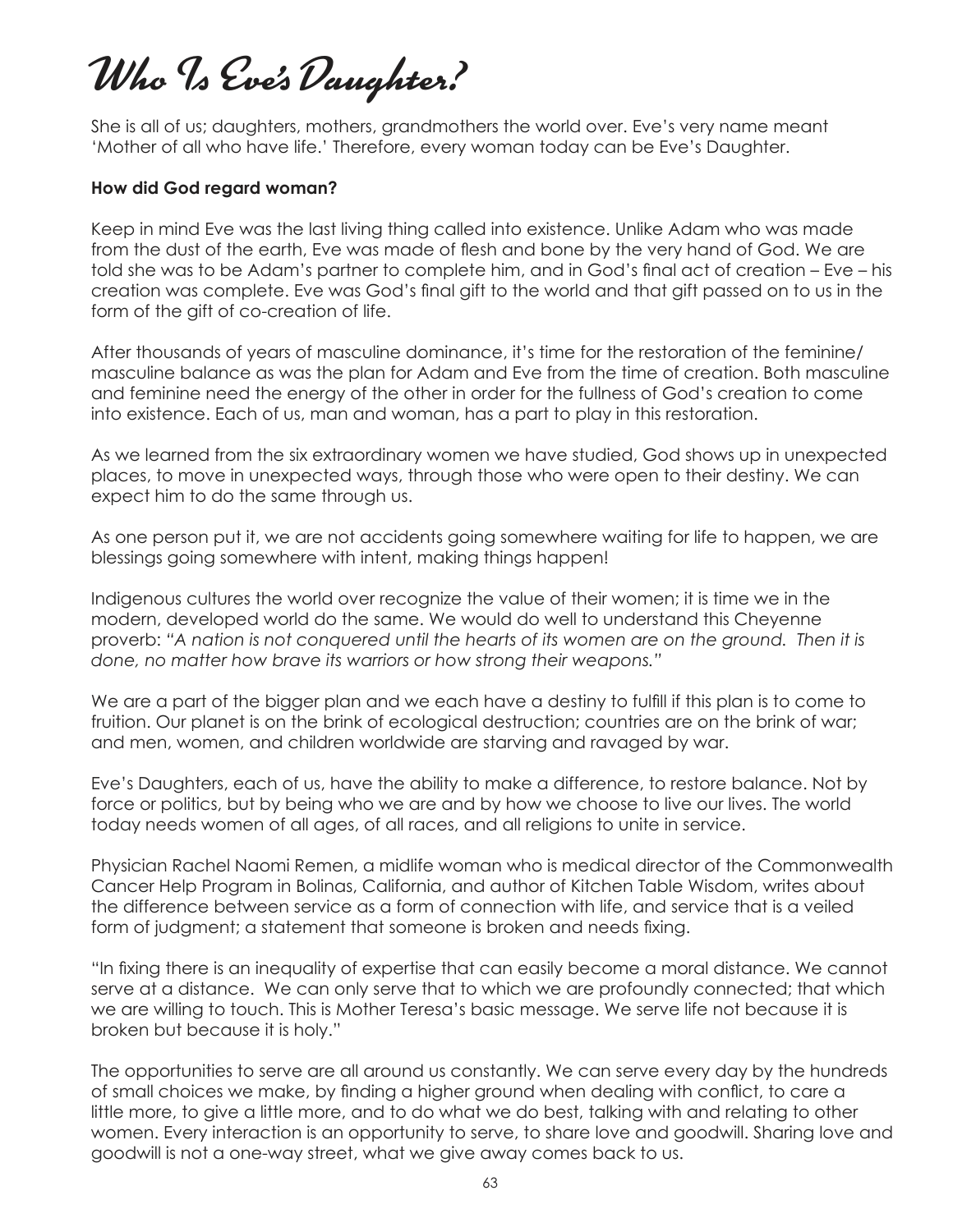# Who Is Eve's Daughter?

She is all of us; daughters, mothers, grandmothers the world over. Eve's very name meant 'Mother of all who have life.' Therefore, every woman today can be Eve's Daughter.

**How did God regard woman?**

Keep in mind Eve was the last living thing called into existence. Unlike Adam who was made from the dust of the earth, Eve was made of flesh and bone by the very hand of God. We are told she was to be Adam's partner to complete him, and in God's final act of creation – Eve – his creation was complete. Eve was God's final gift to the world and that gift passed on to us in the form of the gift of co-creation of life.

After thousands of years of masculine dominance, it's time for the restoration of the feminine/ masculine balance as was the plan for Adam and Eve from the time of creation. Both masculine and feminine need the energy of the other in order for the fullness of God's creation to come into existence. Each of us, man and woman, has a part to play in this restoration.

As we learned from the six extraordinary women we have studied, God shows up in unexpected places, to move in unexpected ways, through those who were open to their destiny. We can expect him to do the same through us.

As one person put it, we are not accidents going somewhere waiting for life to happen, we are blessings going somewhere with intent, making things happen!

Indigenous cultures the world over recognize the value of their women; it is time we in the modern, developed world do the same. We would do well to understand this Cheyenne proverb: *"A nation is not conquered until the hearts of its women are on the ground. Then it is done, no matter how brave its warriors or how strong their weapons."*

We are a part of the bigger plan and we each have a destiny to fulfill if this plan is to come to fruition. Our planet is on the brink of ecological destruction; countries are on the brink of war; and men, women, and children worldwide are starving and ravaged by war.

Eve's Daughters, each of us, have the ability to make a difference, to restore balance. Not by force or politics, but by being who we are and by how we choose to live our lives. The world today needs women of all ages, of all races, and all religions to unite in service.

Physician Rachel Naomi Remen, a midlife woman who is medical director of the Commonwealth Cancer Help Program in Bolinas, California, and author of Kitchen Table Wisdom, writes about the difference between service as a form of connection with life, and service that is a veiled form of judgment; a statement that someone is broken and needs fixing.

"In fixing there is an inequality of expertise that can easily become a moral distance. We cannot serve at a distance. We can only serve that to which we are profoundly connected; that which we are willing to touch. This is Mother Teresa's basic message. We serve life not because it is broken but because it is holy."

The opportunities to serve are all around us constantly. We can serve every day by the hundreds of small choices we make, by finding a higher ground when dealing with conflict, to care a little more, to give a little more, and to do what we do best, talking with and relating to other women. Every interaction is an opportunity to serve, to share love and goodwill. Sharing love and goodwill is not a one-way street, what we give away comes back to us.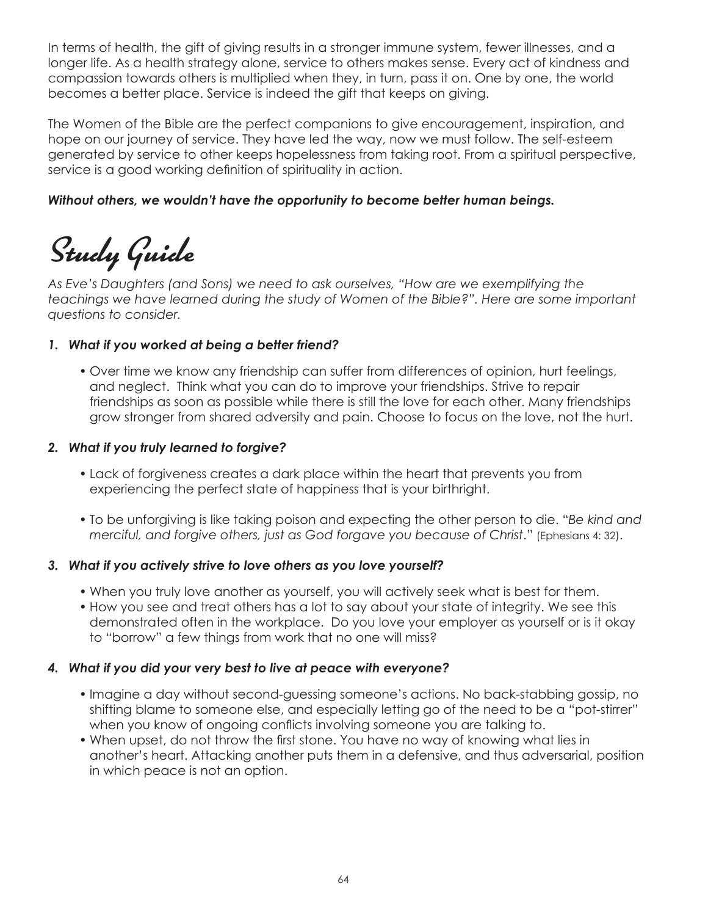In terms of health, the gift of giving results in a stronger immune system, fewer illnesses, and a longer life. As a health strategy alone, service to others makes sense. Every act of kindness and compassion towards others is multiplied when they, in turn, pass it on. One by one, the world becomes a better place. Service is indeed the gift that keeps on giving.

The Women of the Bible are the perfect companions to give encouragement, inspiration, and hope on our journey of service. They have led the way, now we must follow. The self-esteem generated by service to other keeps hopelessness from taking root. From a spiritual perspective, service is a good working definition of spirituality in action.

***Without others, we wouldn't have the opportunity to become better human beings.***

# Study Guide

*As Eve's Daughters (and Sons) we need to ask ourselves, "How are we exemplifying the teachings we have learned during the study of Women of the Bible?". Here are some important questions to consider.*

***1. What if you worked at being a better friend?***

- Over time we know any friendship can suffer from differences of opinion, hurt feelings, and neglect. Think what you can do to improve your friendships. Strive to repair friendships as soon as possible while there is still the love for each other. Many friendships grow stronger from shared adversity and pain. Choose to focus on the love, not the hurt.

***2. What if you truly learned to forgive?***

- Lack of forgiveness creates a dark place within the heart that prevents you from experiencing the perfect state of happiness that is your birthright.

- To be unforgiving is like taking poison and expecting the other person to die. "*Be kind and merciful, and forgive others, just as God forgave you because of Christ*." (Ephesians 4: 32).

***3. What if you actively strive to love others as you love yourself?***

- When you truly love another as yourself, you will actively seek what is best for them.
- How you see and treat others has a lot to say about your state of integrity. We see this demonstrated often in the workplace. Do you love your employer as yourself or is it okay to "borrow" a few things from work that no one will miss?

***4. What if you did your very best to live at peace with everyone?***

- Imagine a day without second-guessing someone's actions. No back-stabbing gossip, no shifting blame to someone else, and especially letting go of the need to be a "pot-stirrer" when you know of ongoing conflicts involving someone you are talking to.
- When upset, do not throw the first stone. You have no way of knowing what lies in another's heart. Attacking another puts them in a defensive, and thus adversarial, position in which peace is not an option.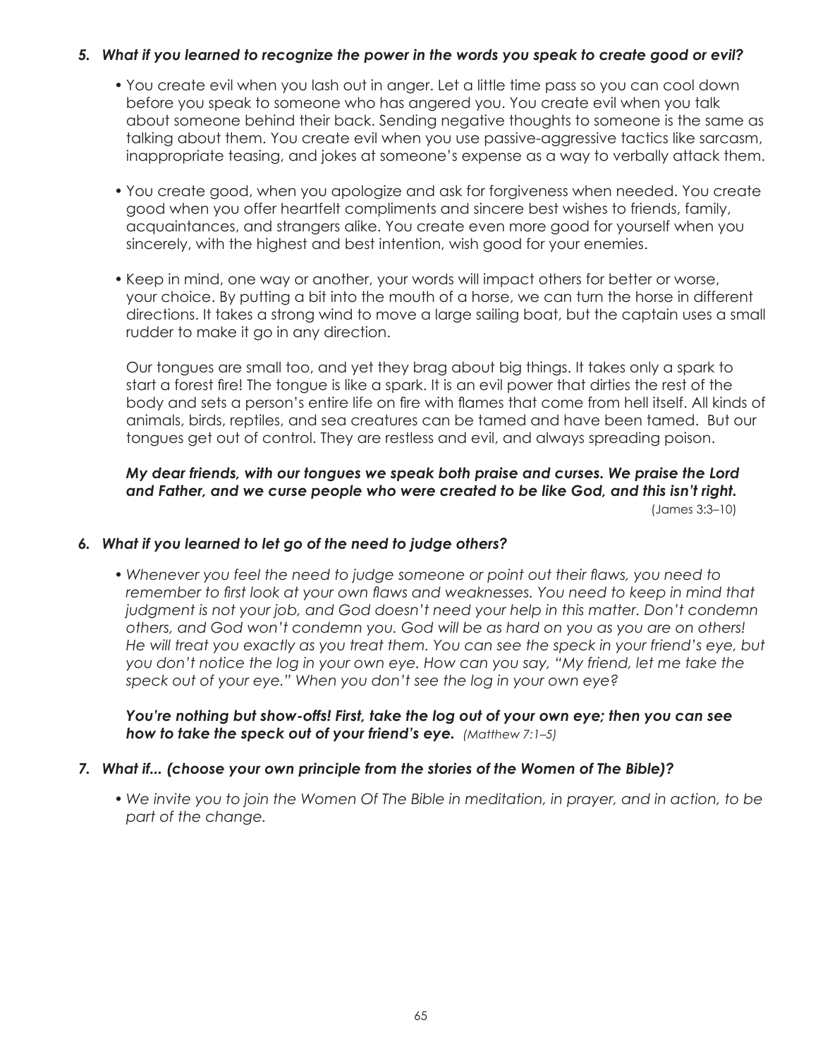***5. What if you learned to recognize the power in the words you speak to create good or evil?***

- You create evil when you lash out in anger. Let a little time pass so you can cool down before you speak to someone who has angered you. You create evil when you talk about someone behind their back. Sending negative thoughts to someone is the same as talking about them. You create evil when you use passive-aggressive tactics like sarcasm, inappropriate teasing, and jokes at someone's expense as a way to verbally attack them.

- You create good, when you apologize and ask for forgiveness when needed. You create good when you offer heartfelt compliments and sincere best wishes to friends, family, acquaintances, and strangers alike. You create even more good for yourself when you sincerely, with the highest and best intention, wish good for your enemies.

- Keep in mind, one way or another, your words will impact others for better or worse, your choice. By putting a bit into the mouth of a horse, we can turn the horse in different directions. It takes a strong wind to move a large sailing boat, but the captain uses a small rudder to make it go in any direction.

  Our tongues are small too, and yet they brag about big things. It takes only a spark to start a forest fire! The tongue is like a spark. It is an evil power that dirties the rest of the body and sets a person's entire life on fire with flames that come from hell itself. All kinds of animals, birds, reptiles, and sea creatures can be tamed and have been tamed. But our tongues get out of control. They are restless and evil, and always spreading poison.

  ***My dear friends, with our tongues we speak both praise and curses. We praise the Lord and Father, and we curse people who were created to be like God, and this isn't right.***

  (James 3:3–10)

***6. What if you learned to let go of the need to judge others?***

- *Whenever you feel the need to judge someone or point out their flaws, you need to remember to first look at your own flaws and weaknesses. You need to keep in mind that judgment is not your job, and God doesn't need your help in this matter. Don't condemn others, and God won't condemn you. God will be as hard on you as you are on others! He will treat you exactly as you treat them. You can see the speck in your friend's eye, but you don't notice the log in your own eye. How can you say, "My friend, let me take the speck out of your eye." When you don't see the log in your own eye?*

  ***You're nothing but show-offs! First, take the log out of your own eye; then you can see how to take the speck out of your friend's eye.*** *(Matthew 7:1–5)*

***7. What if... (choose your own principle from the stories of the Women of The Bible)?***

- *We invite you to join the Women Of The Bible in meditation, in prayer, and in action, to be part of the change.*